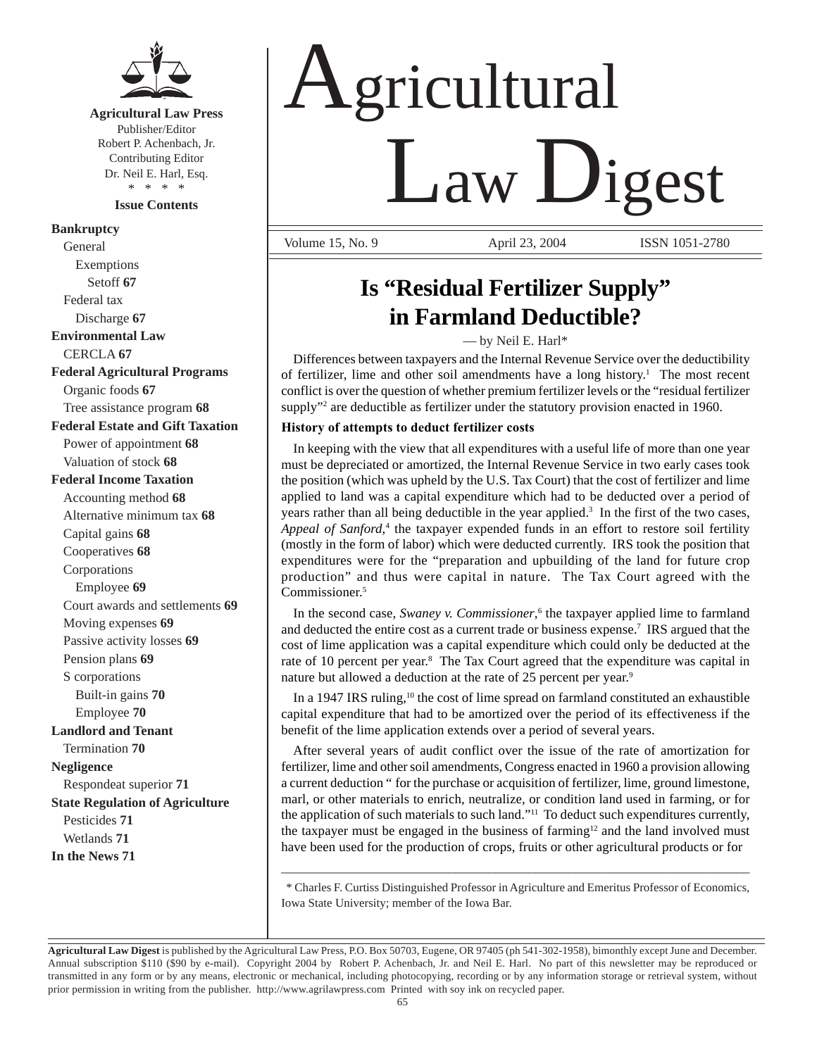# Agricultural Law Digest

**Agricultural Law Press**
Publisher/Editor
Robert P. Achenbach, Jr.
Contributing Editor
Dr. Neil E. Harl, Esq.
\* \* \* \*

**Issue Contents**

**Bankruptcy**
- General
  - Exemptions
    - Setoff **67**
- Federal tax
  - Discharge **67**

**Environmental Law**
- CERCLA **67**

**Federal Agricultural Programs**
- Organic foods **67**
- Tree assistance program **68**

**Federal Estate and Gift Taxation**
- Power of appointment **68**
- Valuation of stock **68**

**Federal Income Taxation**
- Accounting method **68**
- Alternative minimum tax **68**
- Capital gains **68**
- Cooperatives **68**
- Corporations
  - Employee **69**
- Court awards and settlements **69**
- Moving expenses **69**
- Passive activity losses **69**
- Pension plans **69**
- S corporations
  - Built-in gains **70**
  - Employee **70**

**Landlord and Tenant**
- Termination **70**

**Negligence**
- Respondeat superior **71**

**State Regulation of Agriculture**
- Pesticides **71**
- Wetlands **71**

**In the News 71**

Volume 15, No. 9 April 23, 2004 ISSN 1051-2780

## Is "Residual Fertilizer Supply" in Farmland Deductible?

— by Neil E. Harl*

Differences between taxpayers and the Internal Revenue Service over the deductibility of fertilizer, lime and other soil amendments have a long history.[1] The most recent conflict is over the question of whether premium fertilizer levels or the "residual fertilizer supply"[2] are deductible as fertilizer under the statutory provision enacted in 1960.

### History of attempts to deduct fertilizer costs

In keeping with the view that all expenditures with a useful life of more than one year must be depreciated or amortized, the Internal Revenue Service in two early cases took the position (which was upheld by the U.S. Tax Court) that the cost of fertilizer and lime applied to land was a capital expenditure which had to be deducted over a period of years rather than all being deductible in the year applied.[3] In the first of the two cases, *Appeal of Sanford*,[4] the taxpayer expended funds in an effort to restore soil fertility (mostly in the form of labor) which were deducted currently. IRS took the position that expenditures were for the "preparation and upbuilding of the land for future crop production" and thus were capital in nature. The Tax Court agreed with the Commissioner.[5]

In the second case, *Swaney v. Commissioner*,[6] the taxpayer applied lime to farmland and deducted the entire cost as a current trade or business expense.[7] IRS argued that the cost of lime application was a capital expenditure which could only be deducted at the rate of 10 percent per year.[8] The Tax Court agreed that the expenditure was capital in nature but allowed a deduction at the rate of 25 percent per year.[9]

In a 1947 IRS ruling,[10] the cost of lime spread on farmland constituted an exhaustible capital expenditure that had to be amortized over the period of its effectiveness if the benefit of the lime application extends over a period of several years.

After several years of audit conflict over the issue of the rate of amortization for fertilizer, lime and other soil amendments, Congress enacted in 1960 a provision allowing a current deduction " for the purchase or acquisition of fertilizer, lime, ground limestone, marl, or other materials to enrich, neutralize, or condition land used in farming, or for the application of such materials to such land."[11] To deduct such expenditures currently, the taxpayer must be engaged in the business of farming[12] and the land involved must have been used for the production of crops, fruits or other agricultural products or for

\* Charles F. Curtiss Distinguished Professor in Agriculture and Emeritus Professor of Economics, Iowa State University; member of the Iowa Bar.

**Agricultural Law Digest** is published by the Agricultural Law Press, P.O. Box 50703, Eugene, OR 97405 (ph 541-302-1958), bimonthly except June and December. Annual subscription $110 ($90 by e-mail). Copyright 2004 by Robert P. Achenbach, Jr. and Neil E. Harl. No part of this newsletter may be reproduced or transmitted in any form or by any means, electronic or mechanical, including photocopying, recording or by any information storage or retrieval system, without prior permission in writing from the publisher. http://www.agrilawpress.com Printed with soy ink on recycled paper.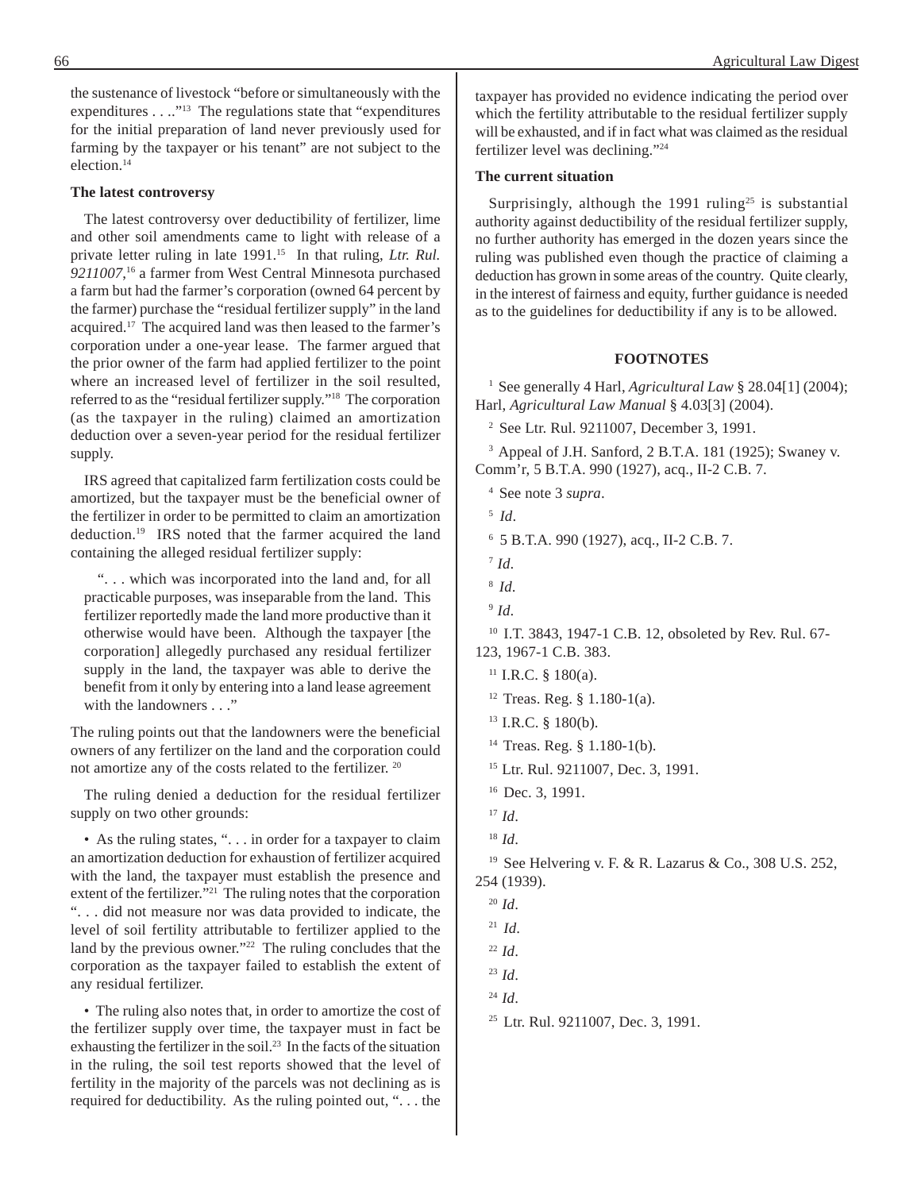the sustenance of livestock "before or simultaneously with the expenditures . . .."[13] The regulations state that "expenditures for the initial preparation of land never previously used for farming by the taxpayer or his tenant" are not subject to the election.[14]

**The latest controversy**

The latest controversy over deductibility of fertilizer, lime and other soil amendments came to light with release of a private letter ruling in late 1991.[15] In that ruling, *Ltr. Rul. 9211007*,[16] a farmer from West Central Minnesota purchased a farm but had the farmer's corporation (owned 64 percent by the farmer) purchase the "residual fertilizer supply" in the land acquired.[17] The acquired land was then leased to the farmer's corporation under a one-year lease. The farmer argued that the prior owner of the farm had applied fertilizer to the point where an increased level of fertilizer in the soil resulted, referred to as the "residual fertilizer supply."[18] The corporation (as the taxpayer in the ruling) claimed an amortization deduction over a seven-year period for the residual fertilizer supply.

IRS agreed that capitalized farm fertilization costs could be amortized, but the taxpayer must be the beneficial owner of the fertilizer in order to be permitted to claim an amortization deduction.[19] IRS noted that the farmer acquired the land containing the alleged residual fertilizer supply:

> ". . . which was incorporated into the land and, for all practicable purposes, was inseparable from the land. This fertilizer reportedly made the land more productive than it otherwise would have been. Although the taxpayer [the corporation] allegedly purchased any residual fertilizer supply in the land, the taxpayer was able to derive the benefit from it only by entering into a land lease agreement with the landowners . . ."

The ruling points out that the landowners were the beneficial owners of any fertilizer on the land and the corporation could not amortize any of the costs related to the fertilizer.[20]

The ruling denied a deduction for the residual fertilizer supply on two other grounds:

- As the ruling states, ". . . in order for a taxpayer to claim an amortization deduction for exhaustion of fertilizer acquired with the land, the taxpayer must establish the presence and extent of the fertilizer."[21] The ruling notes that the corporation ". . . did not measure nor was data provided to indicate, the level of soil fertility attributable to fertilizer applied to the land by the previous owner."[22] The ruling concludes that the corporation as the taxpayer failed to establish the extent of any residual fertilizer.

- The ruling also notes that, in order to amortize the cost of the fertilizer supply over time, the taxpayer must in fact be exhausting the fertilizer in the soil.[23] In the facts of the situation in the ruling, the soil test reports showed that the level of fertility in the majority of the parcels was not declining as is required for deductibility. As the ruling pointed out, ". . . the taxpayer has provided no evidence indicating the period over which the fertility attributable to the residual fertilizer supply will be exhausted, and if in fact what was claimed as the residual fertilizer level was declining."[24]

**The current situation**

Surprisingly, although the 1991 ruling[25] is substantial authority against deductibility of the residual fertilizer supply, no further authority has emerged in the dozen years since the ruling was published even though the practice of claiming a deduction has grown in some areas of the country. Quite clearly, in the interest of fairness and equity, further guidance is needed as to the guidelines for deductibility if any is to be allowed.

**FOOTNOTES**

[1] See generally 4 Harl, *Agricultural Law* § 28.04[1] (2004); Harl, *Agricultural Law Manual* § 4.03[3] (2004).

[2] See Ltr. Rul. 9211007, December 3, 1991.

[3] Appeal of J.H. Sanford, 2 B.T.A. 181 (1925); Swaney v. Comm'r, 5 B.T.A. 990 (1927), acq., II-2 C.B. 7.

[4] See note 3 *supra*.

[5] *Id*.

[6] 5 B.T.A. 990 (1927), acq., II-2 C.B. 7.

[7] *Id*.

[8] *Id*.

[9] *Id*.

[10] I.T. 3843, 1947-1 C.B. 12, obsoleted by Rev. Rul. 67-123, 1967-1 C.B. 383.

[11] I.R.C. § 180(a).

[12] Treas. Reg. § 1.180-1(a).

[13] I.R.C. § 180(b).

[14] Treas. Reg. § 1.180-1(b).

[15] Ltr. Rul. 9211007, Dec. 3, 1991.

[16] Dec. 3, 1991.

[17] *Id*.

[18] *Id*.

[19] See Helvering v. F. & R. Lazarus & Co., 308 U.S. 252, 254 (1939).

[20] *Id*.

[21] *Id*.

[22] *Id*.

[23] *Id*.

[24] *Id*.

[25] Ltr. Rul. 9211007, Dec. 3, 1991.